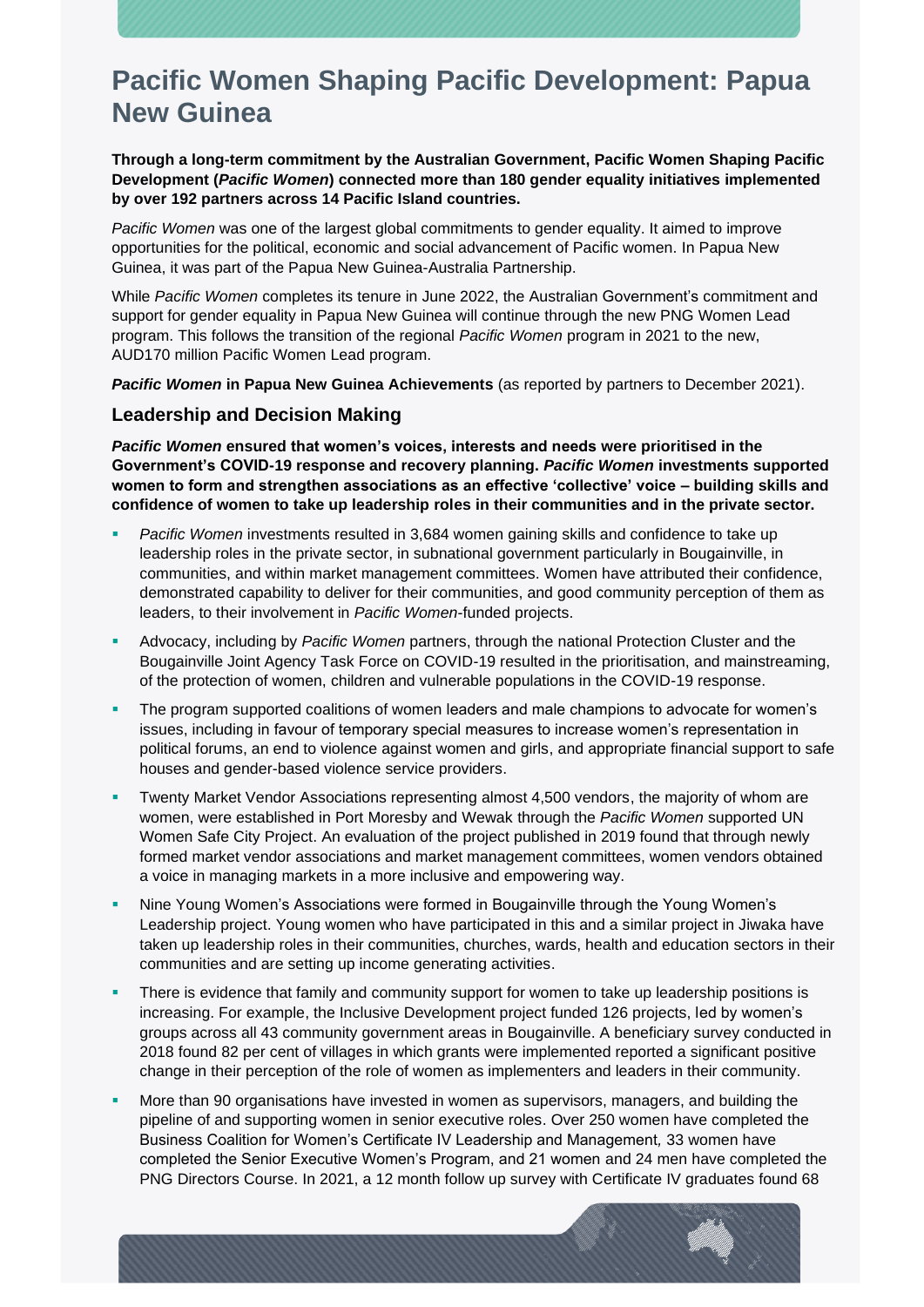# Pacific Women Shaping Pacific Development: Papua New Guinea

**Through a long-term commitment by the Australian Government, Pacific Women Shaping Pacific Development (*Pacific Women*) connected more than 180 gender equality initiatives implemented by over 192 partners across 14 Pacific Island countries.**

*Pacific Women* was one of the largest global commitments to gender equality. It aimed to improve opportunities for the political, economic and social advancement of Pacific women. In Papua New Guinea, it was part of the Papua New Guinea-Australia Partnership.

While *Pacific Women* completes its tenure in June 2022, the Australian Government's commitment and support for gender equality in Papua New Guinea will continue through the new PNG Women Lead program. This follows the transition of the regional *Pacific Women* program in 2021 to the new, AUD170 million Pacific Women Lead program.

***Pacific Women* in Papua New Guinea Achievements** (as reported by partners to December 2021).

## Leadership and Decision Making

***Pacific Women* ensured that women's voices, interests and needs were prioritised in the Government's COVID-19 response and recovery planning. *Pacific Women* investments supported women to form and strengthen associations as an effective 'collective' voice – building skills and confidence of women to take up leadership roles in their communities and in the private sector.**

- *Pacific Women* investments resulted in 3,684 women gaining skills and confidence to take up leadership roles in the private sector, in subnational government particularly in Bougainville, in communities, and within market management committees. Women have attributed their confidence, demonstrated capability to deliver for their communities, and good community perception of them as leaders, to their involvement in *Pacific Women*-funded projects.
- Advocacy, including by *Pacific Women* partners, through the national Protection Cluster and the Bougainville Joint Agency Task Force on COVID-19 resulted in the prioritisation, and mainstreaming, of the protection of women, children and vulnerable populations in the COVID-19 response.
- The program supported coalitions of women leaders and male champions to advocate for women's issues, including in favour of temporary special measures to increase women's representation in political forums, an end to violence against women and girls, and appropriate financial support to safe houses and gender-based violence service providers.
- Twenty Market Vendor Associations representing almost 4,500 vendors, the majority of whom are women, were established in Port Moresby and Wewak through the *Pacific Women* supported UN Women Safe City Project. An evaluation of the project published in 2019 found that through newly formed market vendor associations and market management committees, women vendors obtained a voice in managing markets in a more inclusive and empowering way.
- Nine Young Women's Associations were formed in Bougainville through the Young Women's Leadership project. Young women who have participated in this and a similar project in Jiwaka have taken up leadership roles in their communities, churches, wards, health and education sectors in their communities and are setting up income generating activities.
- There is evidence that family and community support for women to take up leadership positions is increasing. For example, the Inclusive Development project funded 126 projects, led by women's groups across all 43 community government areas in Bougainville. A beneficiary survey conducted in 2018 found 82 per cent of villages in which grants were implemented reported a significant positive change in their perception of the role of women as implementers and leaders in their community.
- More than 90 organisations have invested in women as supervisors, managers, and building the pipeline of and supporting women in senior executive roles. Over 250 women have completed the Business Coalition for Women's Certificate IV Leadership and Management, 33 women have completed the Senior Executive Women's Program, and 21 women and 24 men have completed the PNG Directors Course. In 2021, a 12 month follow up survey with Certificate IV graduates found 68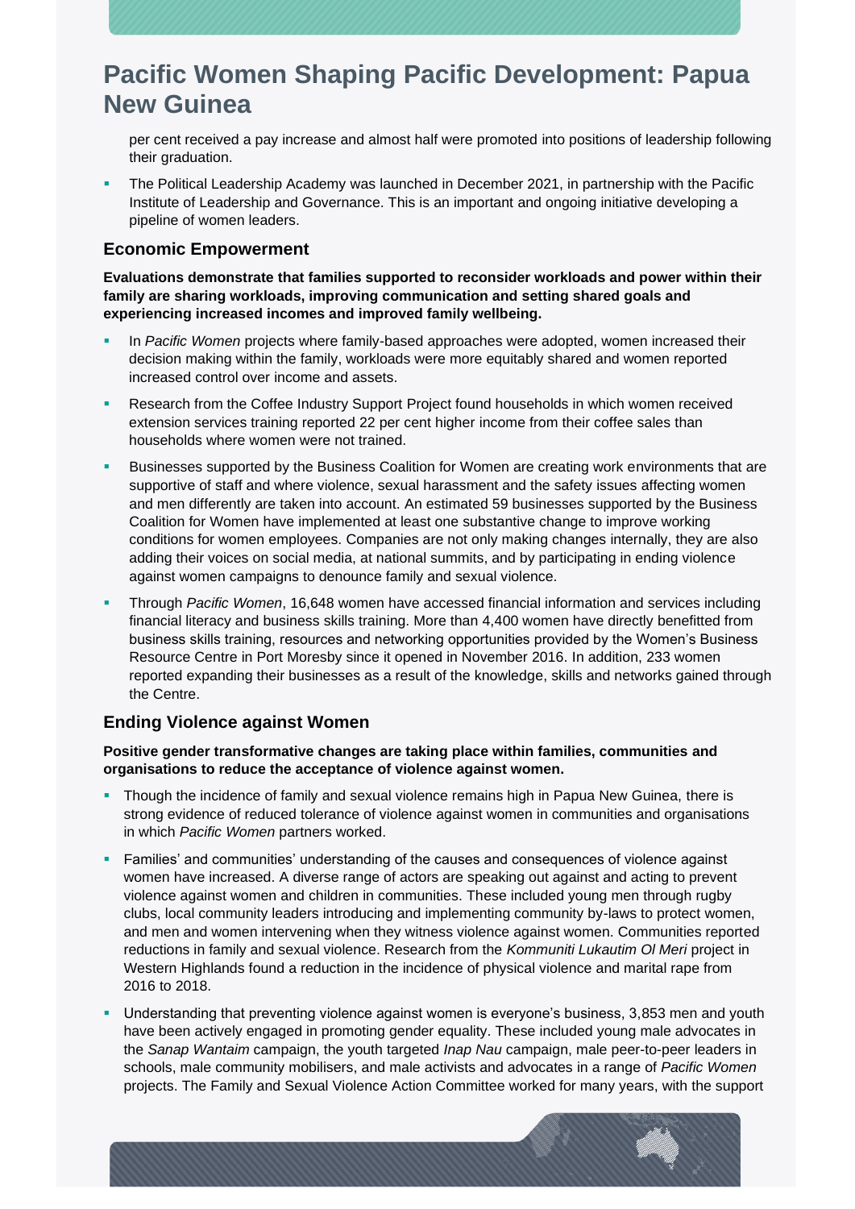per cent received a pay increase and almost half were promoted into positions of leadership following their graduation.

- The Political Leadership Academy was launched in December 2021, in partnership with the Pacific Institute of Leadership and Governance. This is an important and ongoing initiative developing a pipeline of women leaders.

### Economic Empowerment

**Evaluations demonstrate that families supported to reconsider workloads and power within their family are sharing workloads, improving communication and setting shared goals and experiencing increased incomes and improved family wellbeing.**

- In *Pacific Women* projects where family-based approaches were adopted, women increased their decision making within the family, workloads were more equitably shared and women reported increased control over income and assets.
- Research from the Coffee Industry Support Project found households in which women received extension services training reported 22 per cent higher income from their coffee sales than households where women were not trained.
- Businesses supported by the Business Coalition for Women are creating work environments that are supportive of staff and where violence, sexual harassment and the safety issues affecting women and men differently are taken into account. An estimated 59 businesses supported by the Business Coalition for Women have implemented at least one substantive change to improve working conditions for women employees. Companies are not only making changes internally, they are also adding their voices on social media, at national summits, and by participating in ending violence against women campaigns to denounce family and sexual violence.
- Through *Pacific Women*, 16,648 women have accessed financial information and services including financial literacy and business skills training. More than 4,400 women have directly benefitted from business skills training, resources and networking opportunities provided by the Women's Business Resource Centre in Port Moresby since it opened in November 2016. In addition, 233 women reported expanding their businesses as a result of the knowledge, skills and networks gained through the Centre.

### Ending Violence against Women

**Positive gender transformative changes are taking place within families, communities and organisations to reduce the acceptance of violence against women.**

- Though the incidence of family and sexual violence remains high in Papua New Guinea, there is strong evidence of reduced tolerance of violence against women in communities and organisations in which *Pacific Women* partners worked.
- Families' and communities' understanding of the causes and consequences of violence against women have increased. A diverse range of actors are speaking out against and acting to prevent violence against women and children in communities. These included young men through rugby clubs, local community leaders introducing and implementing community by-laws to protect women, and men and women intervening when they witness violence against women. Communities reported reductions in family and sexual violence. Research from the *Kommuniti Lukautim Ol Meri* project in Western Highlands found a reduction in the incidence of physical violence and marital rape from 2016 to 2018.
- Understanding that preventing violence against women is everyone's business, 3,853 men and youth have been actively engaged in promoting gender equality. These included young male advocates in the *Sanap Wantaim* campaign, the youth targeted *Inap Nau* campaign, male peer-to-peer leaders in schools, male community mobilisers, and male activists and advocates in a range of *Pacific Women* projects. The Family and Sexual Violence Action Committee worked for many years, with the support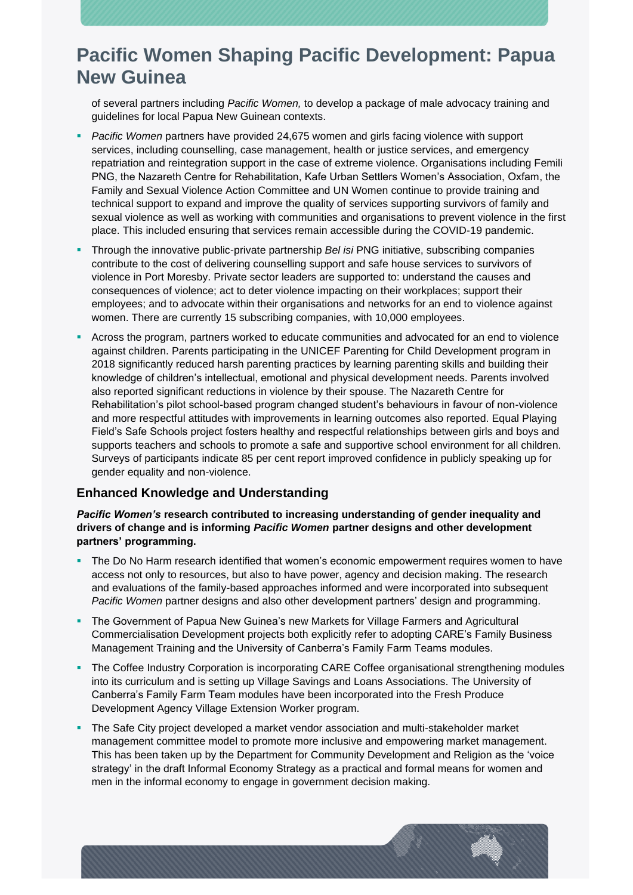of several partners including *Pacific Women,* to develop a package of male advocacy training and guidelines for local Papua New Guinean contexts.

- *Pacific Women* partners have provided 24,675 women and girls facing violence with support services, including counselling, case management, health or justice services, and emergency repatriation and reintegration support in the case of extreme violence. Organisations including Femili PNG, the Nazareth Centre for Rehabilitation, Kafe Urban Settlers Women's Association, Oxfam, the Family and Sexual Violence Action Committee and UN Women continue to provide training and technical support to expand and improve the quality of services supporting survivors of family and sexual violence as well as working with communities and organisations to prevent violence in the first place. This included ensuring that services remain accessible during the COVID-19 pandemic.
- Through the innovative public-private partnership *Bel isi* PNG initiative, subscribing companies contribute to the cost of delivering counselling support and safe house services to survivors of violence in Port Moresby. Private sector leaders are supported to: understand the causes and consequences of violence; act to deter violence impacting on their workplaces; support their employees; and to advocate within their organisations and networks for an end to violence against women. There are currently 15 subscribing companies, with 10,000 employees.
- Across the program, partners worked to educate communities and advocated for an end to violence against children. Parents participating in the UNICEF Parenting for Child Development program in 2018 significantly reduced harsh parenting practices by learning parenting skills and building their knowledge of children's intellectual, emotional and physical development needs. Parents involved also reported significant reductions in violence by their spouse. The Nazareth Centre for Rehabilitation's pilot school-based program changed student's behaviours in favour of non-violence and more respectful attitudes with improvements in learning outcomes also reported. Equal Playing Field's Safe Schools project fosters healthy and respectful relationships between girls and boys and supports teachers and schools to promote a safe and supportive school environment for all children. Surveys of participants indicate 85 per cent report improved confidence in publicly speaking up for gender equality and non-violence.

### Enhanced Knowledge and Understanding

***Pacific Women's* research contributed to increasing understanding of gender inequality and drivers of change and is informing *Pacific Women* partner designs and other development partners' programming.**

- The Do No Harm research identified that women's economic empowerment requires women to have access not only to resources, but also to have power, agency and decision making. The research and evaluations of the family-based approaches informed and were incorporated into subsequent *Pacific Women* partner designs and also other development partners' design and programming.
- The Government of Papua New Guinea's new Markets for Village Farmers and Agricultural Commercialisation Development projects both explicitly refer to adopting CARE's Family Business Management Training and the University of Canberra's Family Farm Teams modules.
- The Coffee Industry Corporation is incorporating CARE Coffee organisational strengthening modules into its curriculum and is setting up Village Savings and Loans Associations. The University of Canberra's Family Farm Team modules have been incorporated into the Fresh Produce Development Agency Village Extension Worker program.
- The Safe City project developed a market vendor association and multi-stakeholder market management committee model to promote more inclusive and empowering market management. This has been taken up by the Department for Community Development and Religion as the 'voice strategy' in the draft Informal Economy Strategy as a practical and formal means for women and men in the informal economy to engage in government decision making.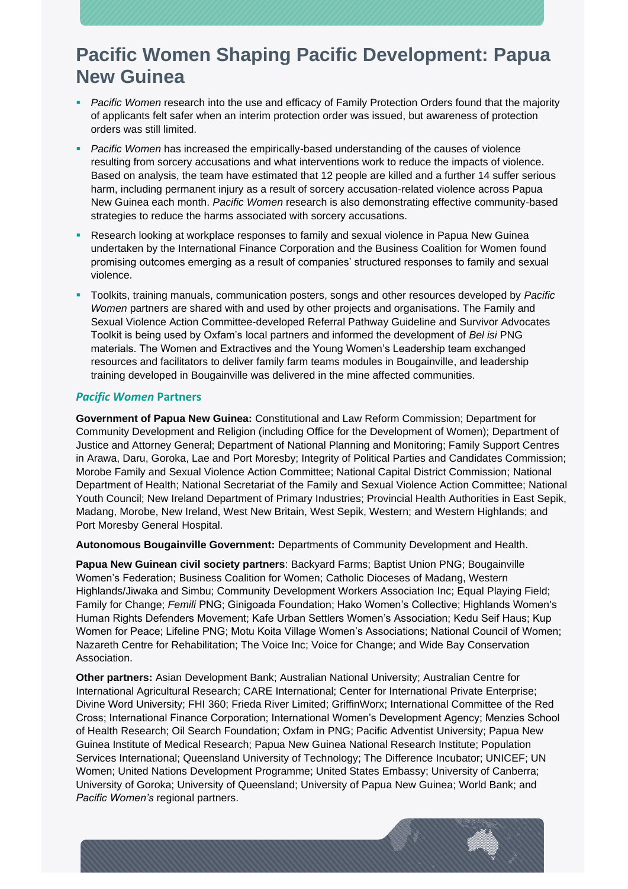# Pacific Women Shaping Pacific Development: Papua New Guinea

- *Pacific Women* research into the use and efficacy of Family Protection Orders found that the majority of applicants felt safer when an interim protection order was issued, but awareness of protection orders was still limited.
- *Pacific Women* has increased the empirically-based understanding of the causes of violence resulting from sorcery accusations and what interventions work to reduce the impacts of violence. Based on analysis, the team have estimated that 12 people are killed and a further 14 suffer serious harm, including permanent injury as a result of sorcery accusation-related violence across Papua New Guinea each month. *Pacific Women* research is also demonstrating effective community-based strategies to reduce the harms associated with sorcery accusations.
- Research looking at workplace responses to family and sexual violence in Papua New Guinea undertaken by the International Finance Corporation and the Business Coalition for Women found promising outcomes emerging as a result of companies' structured responses to family and sexual violence.
- Toolkits, training manuals, communication posters, songs and other resources developed by *Pacific Women* partners are shared with and used by other projects and organisations. The Family and Sexual Violence Action Committee-developed Referral Pathway Guideline and Survivor Advocates Toolkit is being used by Oxfam's local partners and informed the development of *Bel isi* PNG materials. The Women and Extractives and the Young Women's Leadership team exchanged resources and facilitators to deliver family farm teams modules in Bougainville, and leadership training developed in Bougainville was delivered in the mine affected communities.

## *Pacific Women* Partners

**Government of Papua New Guinea:** Constitutional and Law Reform Commission; Department for Community Development and Religion (including Office for the Development of Women); Department of Justice and Attorney General; Department of National Planning and Monitoring; Family Support Centres in Arawa, Daru, Goroka, Lae and Port Moresby; Integrity of Political Parties and Candidates Commission; Morobe Family and Sexual Violence Action Committee; National Capital District Commission; National Department of Health; National Secretariat of the Family and Sexual Violence Action Committee; National Youth Council; New Ireland Department of Primary Industries; Provincial Health Authorities in East Sepik, Madang, Morobe, New Ireland, West New Britain, West Sepik, Western; and Western Highlands; and Port Moresby General Hospital.

**Autonomous Bougainville Government:** Departments of Community Development and Health.

**Papua New Guinean civil society partners**: Backyard Farms; Baptist Union PNG; Bougainville Women's Federation; Business Coalition for Women; Catholic Dioceses of Madang, Western Highlands/Jiwaka and Simbu; Community Development Workers Association Inc; Equal Playing Field; Family for Change; *Femili* PNG; Ginigoada Foundation; Hako Women's Collective; Highlands Women's Human Rights Defenders Movement; Kafe Urban Settlers Women's Association; Kedu Seif Haus; Kup Women for Peace; Lifeline PNG; Motu Koita Village Women's Associations; National Council of Women; Nazareth Centre for Rehabilitation; The Voice Inc; Voice for Change; and Wide Bay Conservation Association.

**Other partners:** Asian Development Bank; Australian National University; Australian Centre for International Agricultural Research; CARE International; Center for International Private Enterprise; Divine Word University; FHI 360; Frieda River Limited; GriffinWorx; International Committee of the Red Cross; International Finance Corporation; International Women's Development Agency; Menzies School of Health Research; Oil Search Foundation; Oxfam in PNG; Pacific Adventist University; Papua New Guinea Institute of Medical Research; Papua New Guinea National Research Institute; Population Services International; Queensland University of Technology; The Difference Incubator; UNICEF; UN Women; United Nations Development Programme; United States Embassy; University of Canberra; University of Goroka; University of Queensland; University of Papua New Guinea; World Bank; and *Pacific Women's* regional partners.